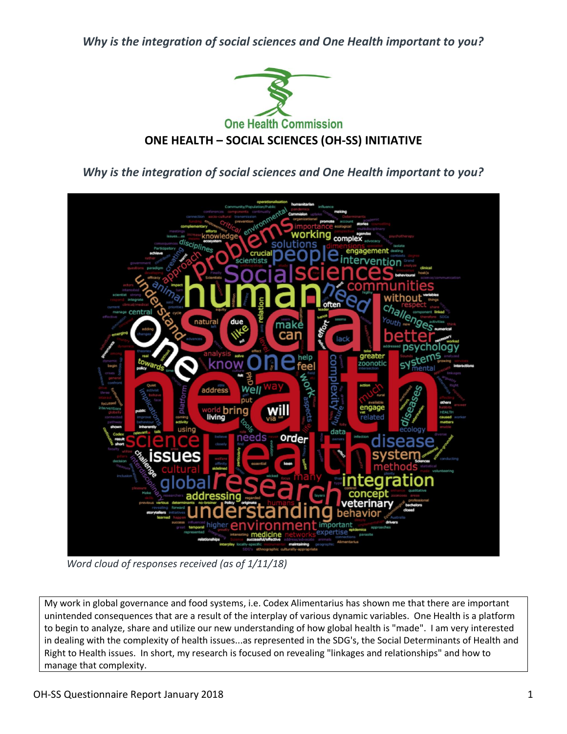*Why is the integration of social sciences and One Health important to you?*

One Health Commission

**ONE HEALTH – SOCIAL SCIENCES (OH-SS) INITIATIVE**

*Why is the integration of social sciences and One Health important to you?*

*Word cloud of responses received (as of 1/11/18)*

My work in global governance and food systems, i.e. Codex Alimentarius has shown me that there are important unintended consequences that are a result of the interplay of various dynamic variables. One Health is a platform to begin to analyze, share and utilize our new understanding of how global health is "made". I am very interested in dealing with the complexity of health issues...as represented in the SDG's, the Social Determinants of Health and Right to Health issues. In short, my research is focused on revealing "linkages and relationships" and how to manage that complexity.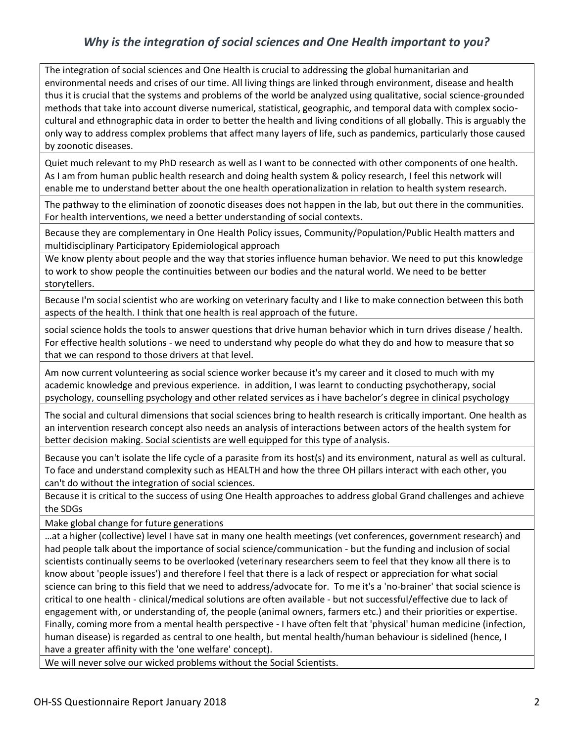## *Why is the integration of social sciences and One Health important to you?*

| |
|---|
| The integration of social sciences and One Health is crucial to addressing the global humanitarian and environmental needs and crises of our time. All living things are linked through environment, disease and health thus it is crucial that the systems and problems of the world be analyzed using qualitative, social science-grounded methods that take into account diverse numerical, statistical, geographic, and temporal data with complex socio-cultural and ethnographic data in order to better the health and living conditions of all globally. This is arguably the only way to address complex problems that affect many layers of life, such as pandemics, particularly those caused by zoonotic diseases. |
| Quiet much relevant to my PhD research as well as I want to be connected with other components of one health. As I am from human public health research and doing health system & policy research, I feel this network will enable me to understand better about the one health operationalization in relation to health system research. |
| The pathway to the elimination of zoonotic diseases does not happen in the lab, but out there in the communities. For health interventions, we need a better understanding of social contexts. |
| Because they are complementary in One Health Policy issues, Community/Population/Public Health matters and multidisciplinary Participatory Epidemiological approach |
| We know plenty about people and the way that stories influence human behavior. We need to put this knowledge to work to show people the continuities between our bodies and the natural world. We need to be better storytellers. |
| Because I'm social scientist who are working on veterinary faculty and I like to make connection between this both aspects of the health. I think that one health is real approach of the future. |
| social science holds the tools to answer questions that drive human behavior which in turn drives disease / health. For effective health solutions - we need to understand why people do what they do and how to measure that so that we can respond to those drivers at that level. |
| Am now current volunteering as social science worker because it's my career and it closed to much with my academic knowledge and previous experience. in addition, I was learnt to conducting psychotherapy, social psychology, counselling psychology and other related services as i have bachelor's degree in clinical psychology |
| The social and cultural dimensions that social sciences bring to health research is critically important. One health as an intervention research concept also needs an analysis of interactions between actors of the health system for better decision making. Social scientists are well equipped for this type of analysis. |
| Because you can't isolate the life cycle of a parasite from its host(s) and its environment, natural as well as cultural. To face and understand complexity such as HEALTH and how the three OH pillars interact with each other, you can't do without the integration of social sciences. |
| Because it is critical to the success of using One Health approaches to address global Grand challenges and achieve the SDGs |
| Make global change for future generations |
| …at a higher (collective) level I have sat in many one health meetings (vet conferences, government research) and had people talk about the importance of social science/communication - but the funding and inclusion of social scientists continually seems to be overlooked (veterinary researchers seem to feel that they know all there is to know about 'people issues') and therefore I feel that there is a lack of respect or appreciation for what social science can bring to this field that we need to address/advocate for. To me it's a 'no-brainer' that social science is critical to one health - clinical/medical solutions are often available - but not successful/effective due to lack of engagement with, or understanding of, the people (animal owners, farmers etc.) and their priorities or expertise. Finally, coming more from a mental health perspective - I have often felt that 'physical' human medicine (infection, human disease) is regarded as central to one health, but mental health/human behaviour is sidelined (hence, I have a greater affinity with the 'one welfare' concept). |
| We will never solve our wicked problems without the Social Scientists. |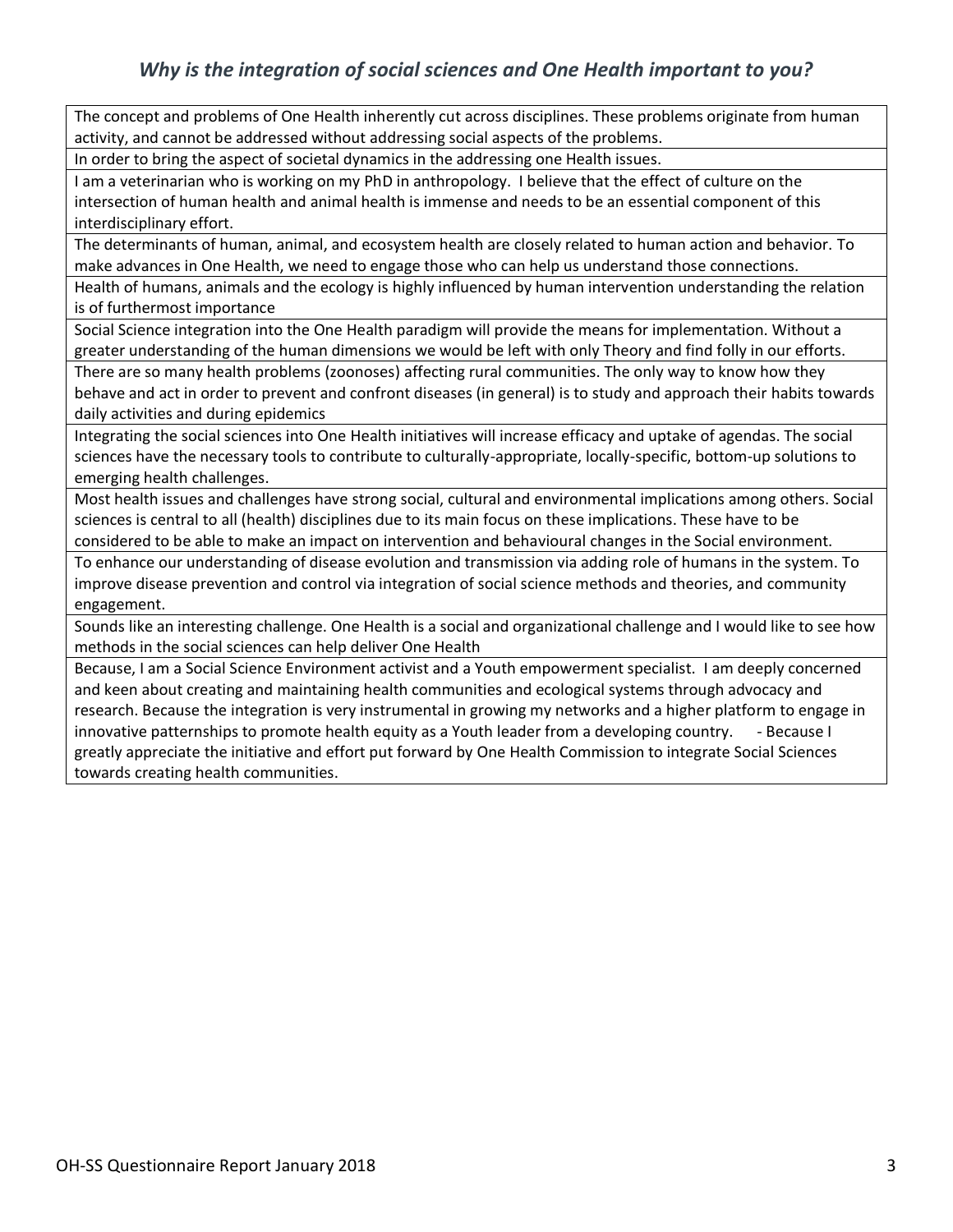### *Why is the integration of social sciences and One Health important to you?*

| |
|---|
| The concept and problems of One Health inherently cut across disciplines. These problems originate from human activity, and cannot be addressed without addressing social aspects of the problems. |
| In order to bring the aspect of societal dynamics in the addressing one Health issues. |
| I am a veterinarian who is working on my PhD in anthropology. I believe that the effect of culture on the intersection of human health and animal health is immense and needs to be an essential component of this interdisciplinary effort. |
| The determinants of human, animal, and ecosystem health are closely related to human action and behavior. To make advances in One Health, we need to engage those who can help us understand those connections. |
| Health of humans, animals and the ecology is highly influenced by human intervention understanding the relation is of furthermost importance |
| Social Science integration into the One Health paradigm will provide the means for implementation. Without a greater understanding of the human dimensions we would be left with only Theory and find folly in our efforts. |
| There are so many health problems (zoonoses) affecting rural communities. The only way to know how they behave and act in order to prevent and confront diseases (in general) is to study and approach their habits towards daily activities and during epidemics |
| Integrating the social sciences into One Health initiatives will increase efficacy and uptake of agendas. The social sciences have the necessary tools to contribute to culturally-appropriate, locally-specific, bottom-up solutions to emerging health challenges. |
| Most health issues and challenges have strong social, cultural and environmental implications among others. Social sciences is central to all (health) disciplines due to its main focus on these implications. These have to be considered to be able to make an impact on intervention and behavioural changes in the Social environment. |
| To enhance our understanding of disease evolution and transmission via adding role of humans in the system. To improve disease prevention and control via integration of social science methods and theories, and community engagement. |
| Sounds like an interesting challenge. One Health is a social and organizational challenge and I would like to see how methods in the social sciences can help deliver One Health |
| Because, I am a Social Science Environment activist and a Youth empowerment specialist. I am deeply concerned and keen about creating and maintaining health communities and ecological systems through advocacy and research. Because the integration is very instrumental in growing my networks and a higher platform to engage in innovative patternships to promote health equity as a Youth leader from a developing country. - Because I greatly appreciate the initiative and effort put forward by One Health Commission to integrate Social Sciences towards creating health communities. |